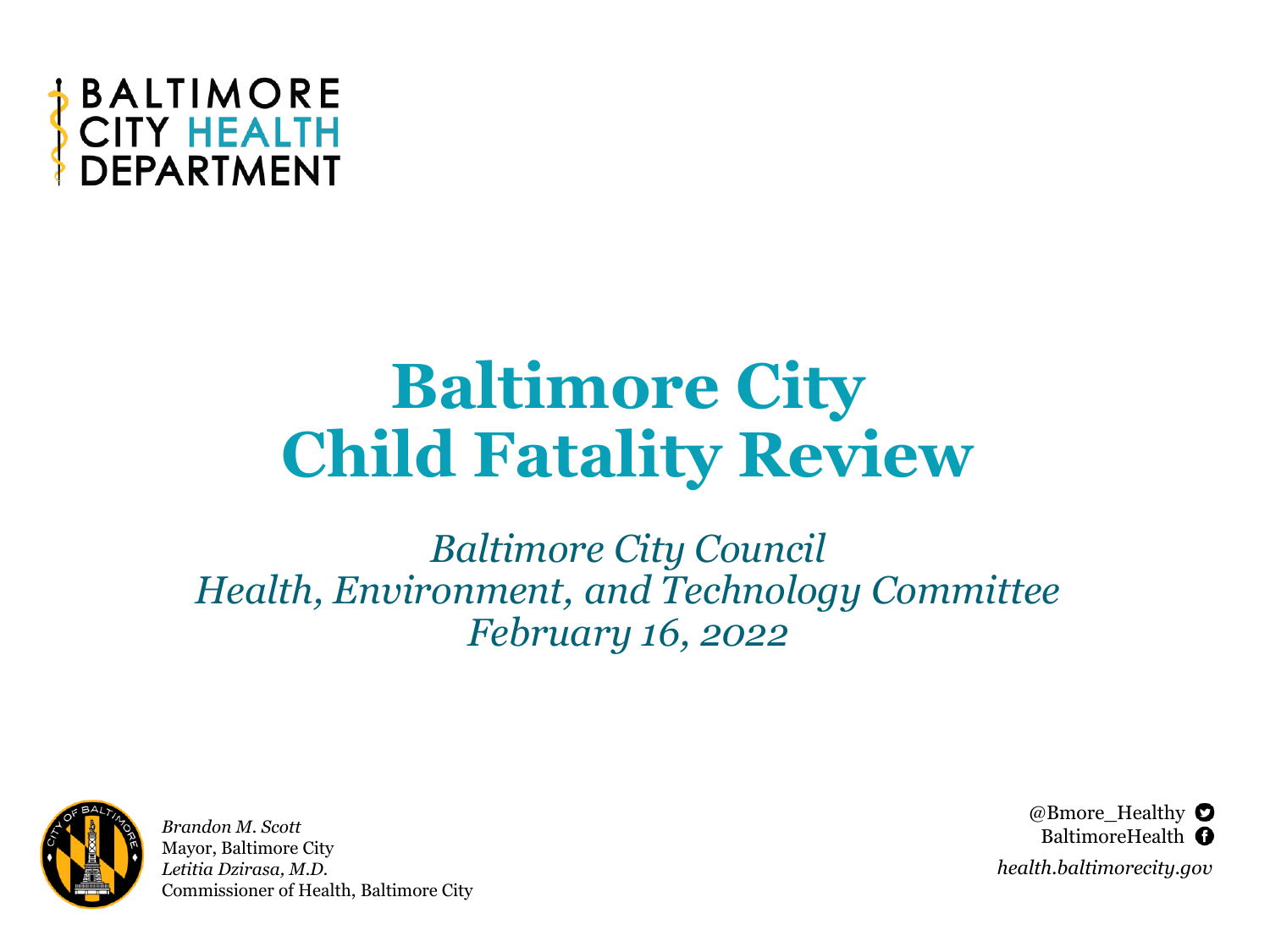BALTIMORE CITY HEALTH DEPARTMENT

# Baltimore City Child Fatality Review

*Baltimore City Council*
*Health, Environment, and Technology Committee*
*February 16, 2022*

*Brandon M. Scott*
Mayor, Baltimore City
*Letitia Dzirasa, M.D.*
Commissioner of Health, Baltimore City

@Bmore_Healthy
BaltimoreHealth
*health.baltimorecity.gov*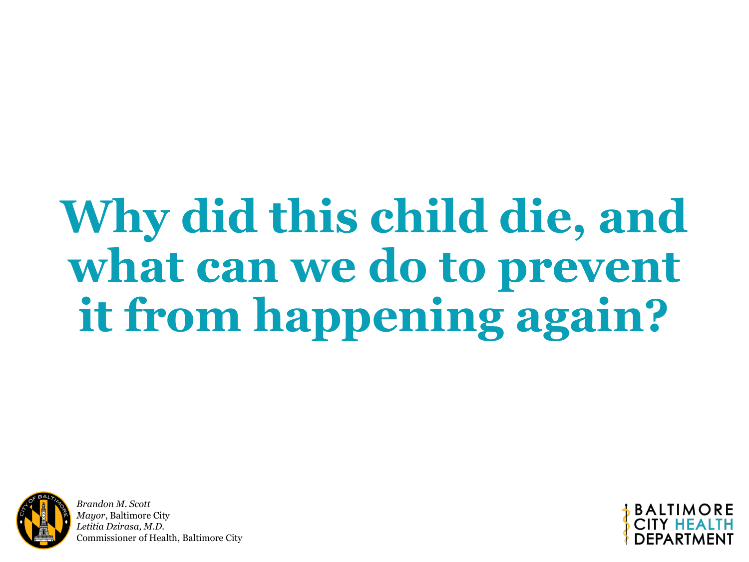# Why did this child die, and what can we do to prevent it from happening again?

*Brandon M. Scott*
*Mayor*, Baltimore City
*Letitia Dzirasa, M.D.*
Commissioner of Health, Baltimore City

BALTIMORE CITY HEALTH DEPARTMENT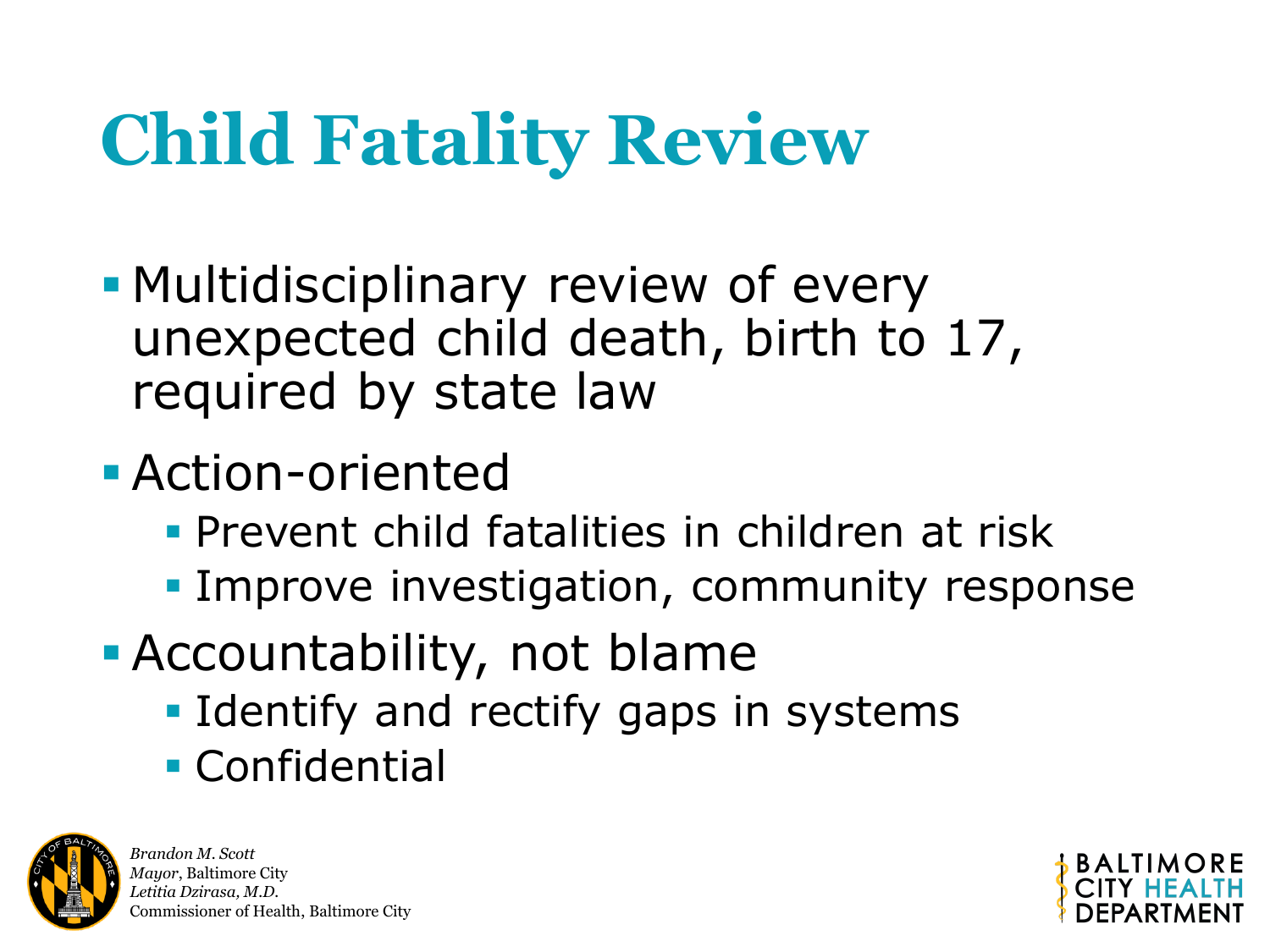# Child Fatality Review

- Multidisciplinary review of every unexpected child death, birth to 17, required by state law
- Action-oriented
  - Prevent child fatalities in children at risk
  - Improve investigation, community response
- Accountability, not blame
  - Identify and rectify gaps in systems
  - Confidential

*Brandon M. Scott*
*Mayor*, Baltimore City
*Letitia Dzirasa, M.D.*
Commissioner of Health, Baltimore City

BALTIMORE CITY HEALTH DEPARTMENT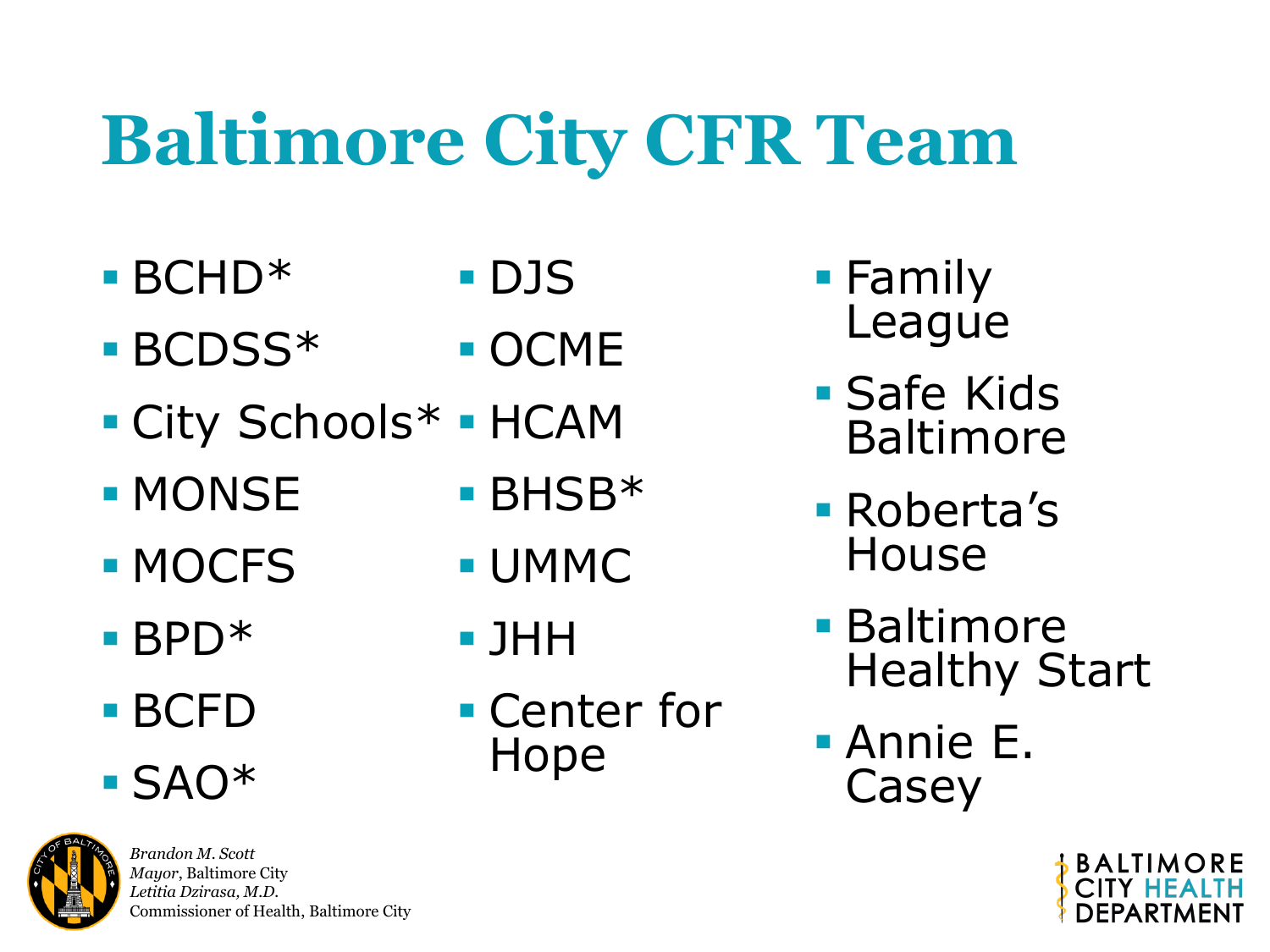# Baltimore City CFR Team

- BCHD*
- BCDSS*
- City Schools*
- MONSE
- MOCFS
- BPD*
- BCFD
- SAO*
- DJS
- OCME
- HCAM
- BHSB*
- UMMC
- JHH
- Center for Hope
- Family League
- Safe Kids Baltimore
- Roberta's House
- Baltimore Healthy Start
- Annie E. Casey

*Brandon M. Scott*
*Mayor*, Baltimore City
*Letitia Dzirasa, M.D.*
Commissioner of Health, Baltimore City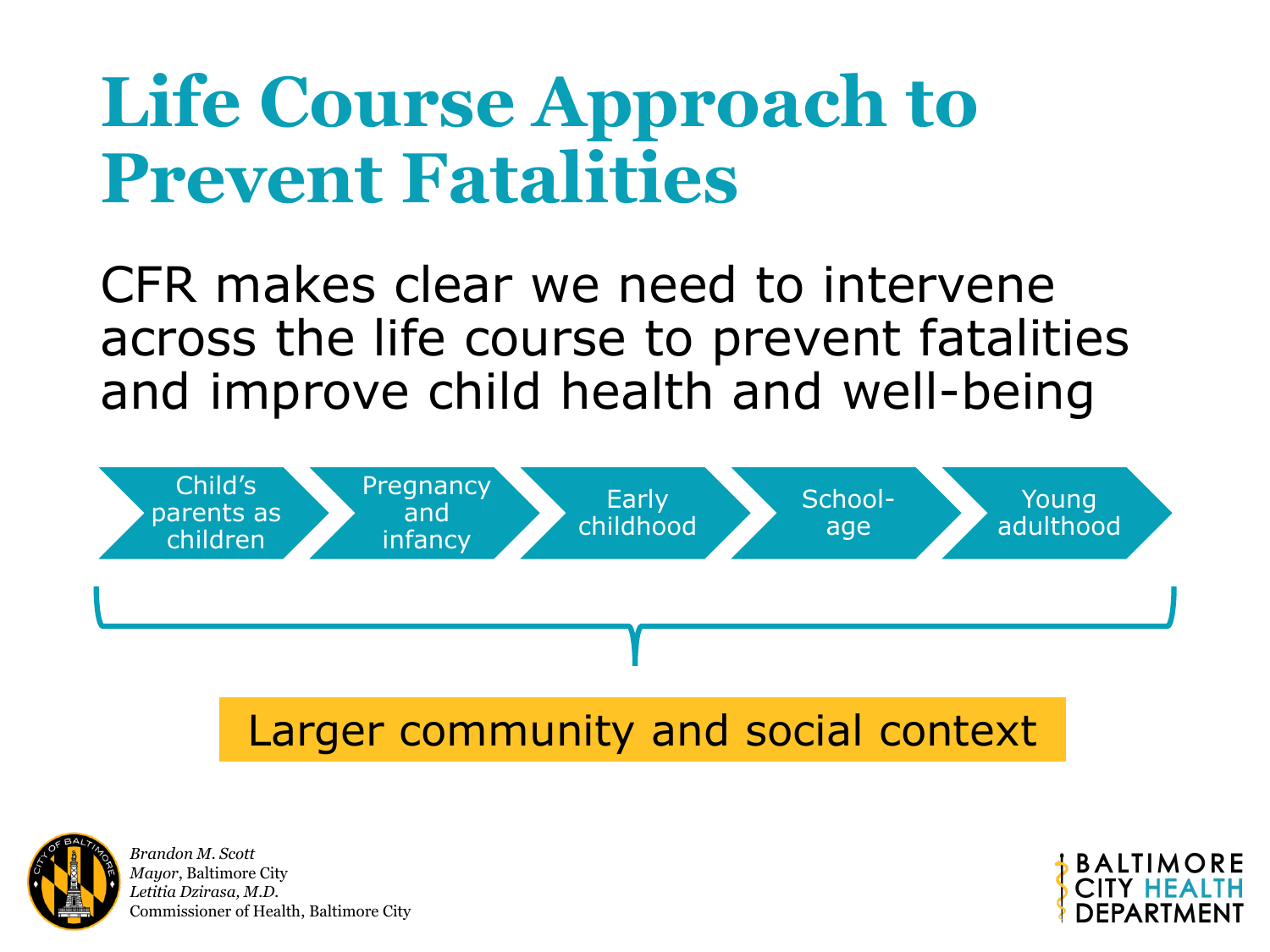# Life Course Approach to Prevent Fatalities

CFR makes clear we need to intervene across the life course to prevent fatalities and improve child health and well-being

Child's parents as children → Pregnancy and infancy → Early childhood → School-age → Young adulthood

Larger community and social context

*Brandon M. Scott*
*Mayor*, Baltimore City
*Letitia Dzirasa, M.D.*
Commissioner of Health, Baltimore City

BALTIMORE CITY HEALTH DEPARTMENT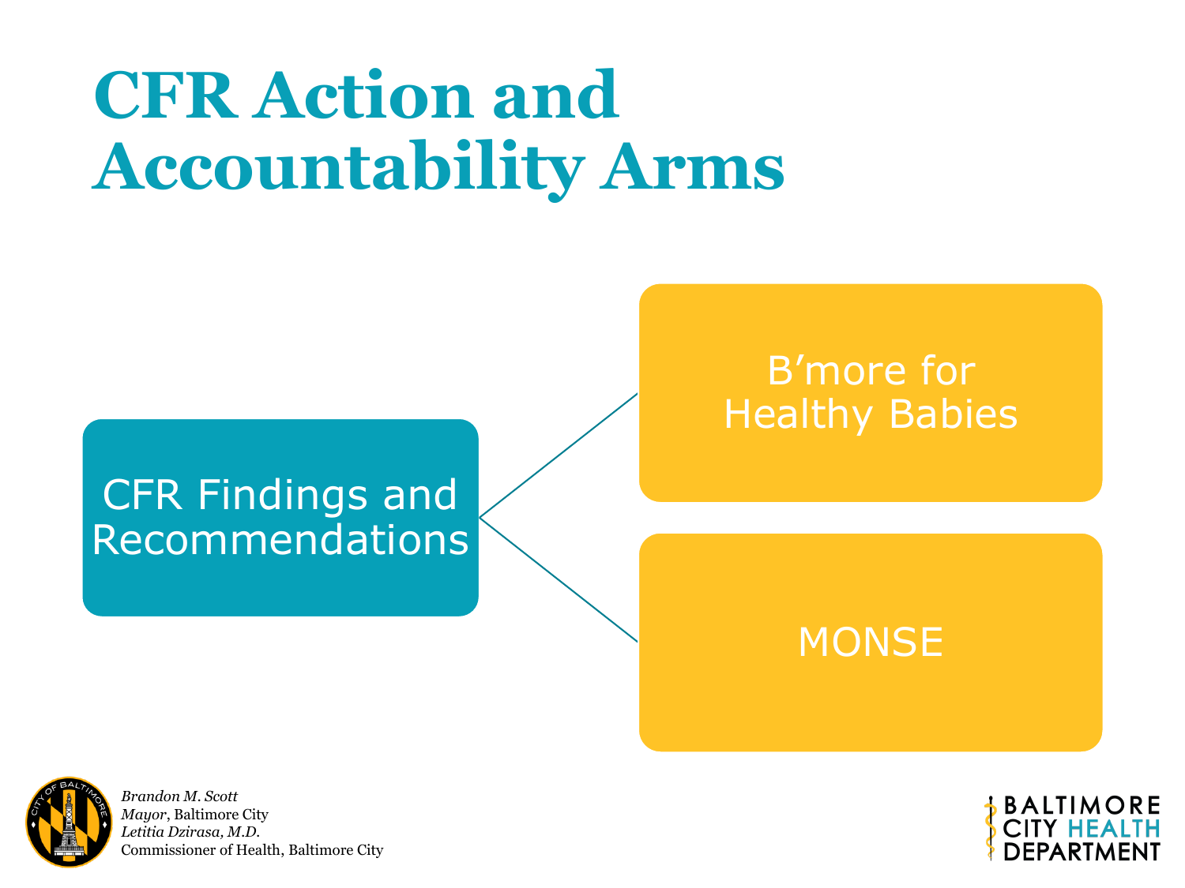# CFR Action and Accountability Arms

- CFR Findings and Recommendations
  - B'more for Healthy Babies
  - MONSE

*Brandon M. Scott*
*Mayor*, Baltimore City
*Letitia Dzirasa, M.D.*
Commissioner of Health, Baltimore City

BALTIMORE CITY HEALTH DEPARTMENT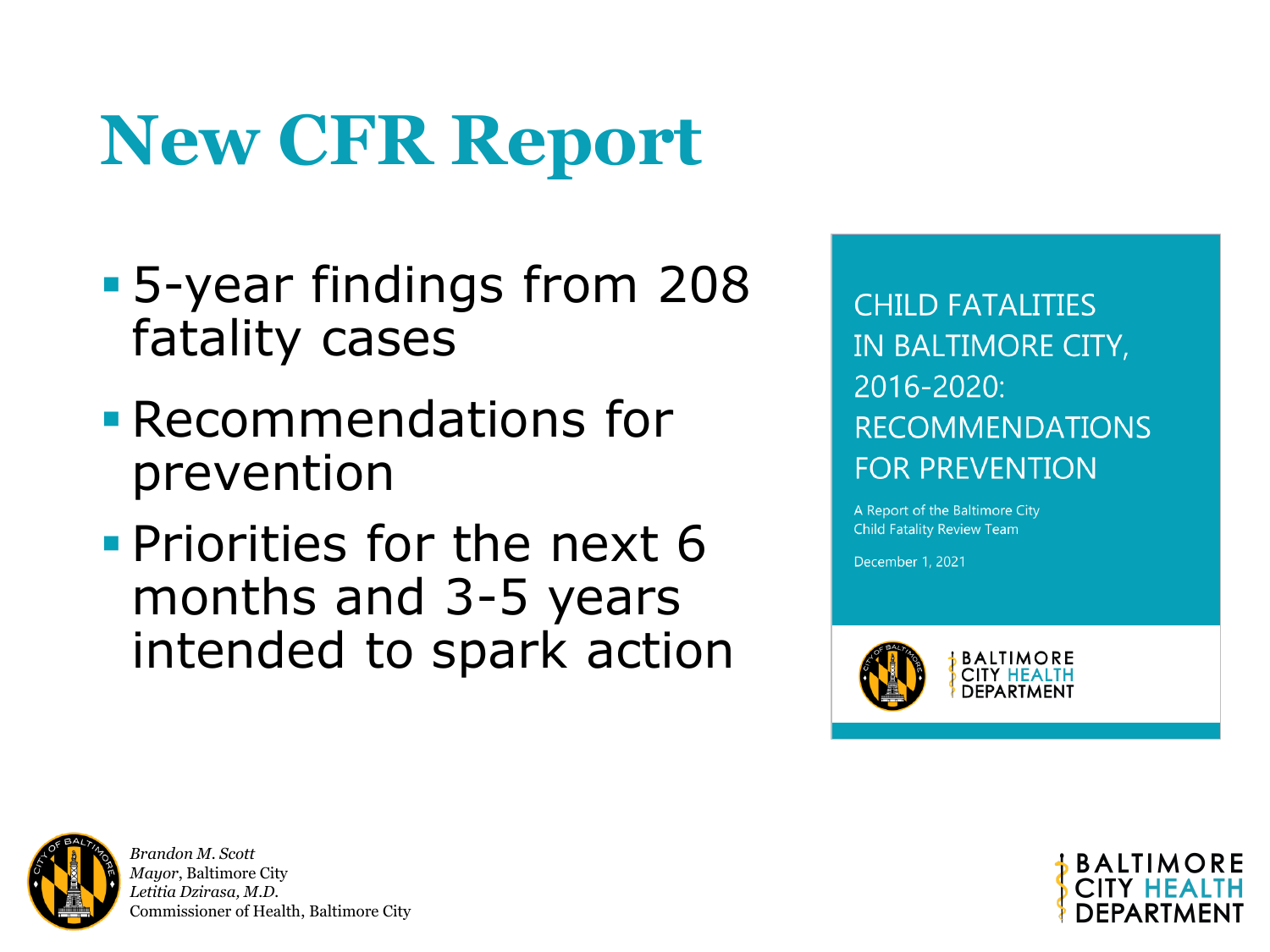# New CFR Report

- 5-year findings from 208 fatality cases
- Recommendations for prevention
- Priorities for the next 6 months and 3-5 years intended to spark action

CHILD FATALITIES IN BALTIMORE CITY, 2016-2020: RECOMMENDATIONS FOR PREVENTION

A Report of the Baltimore City Child Fatality Review Team

December 1, 2021

BALTIMORE CITY HEALTH DEPARTMENT

*Brandon M. Scott*
*Mayor*, Baltimore City
*Letitia Dzirasa, M.D.*
Commissioner of Health, Baltimore City

BALTIMORE CITY HEALTH DEPARTMENT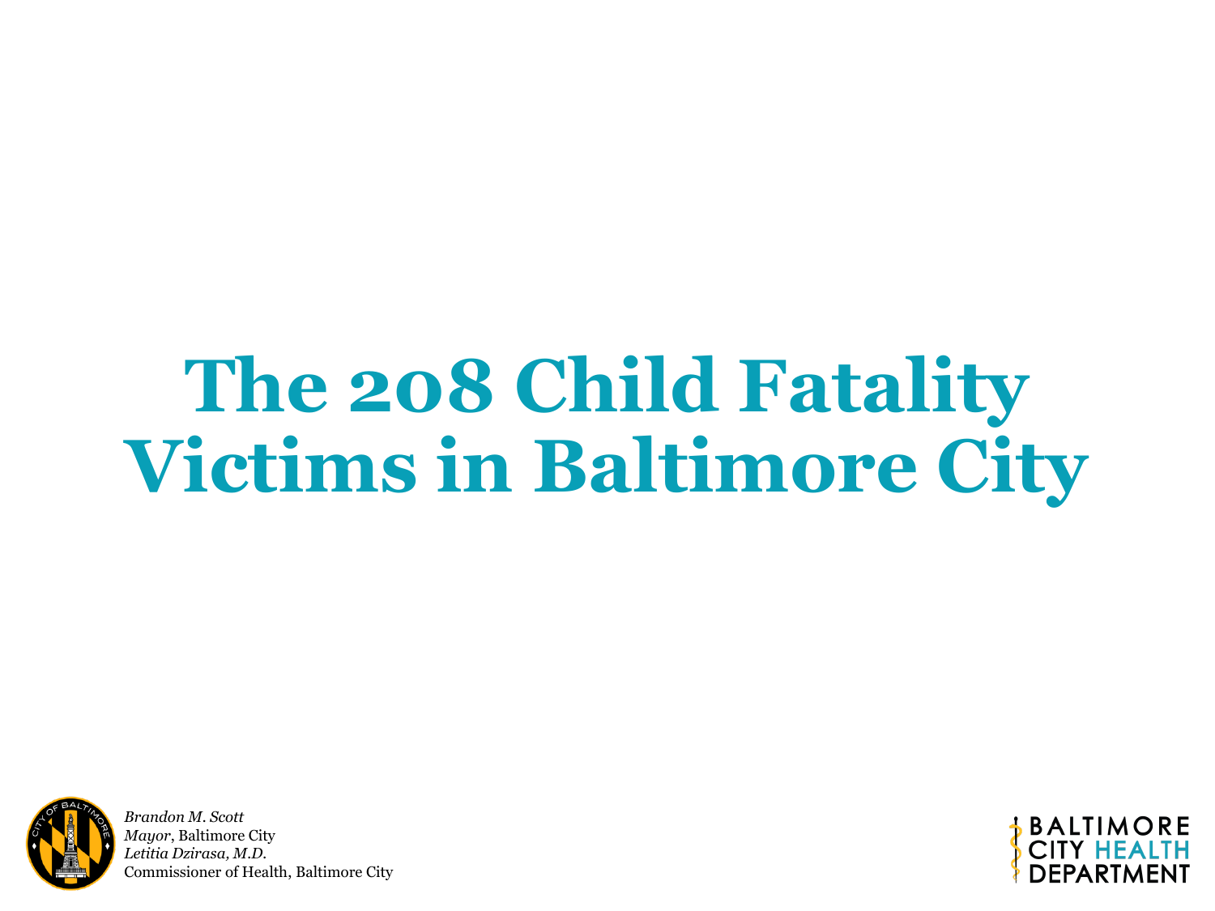# The 208 Child Fatality Victims in Baltimore City

*Brandon M. Scott*
*Mayor*, Baltimore City
*Letitia Dzirasa, M.D.*
Commissioner of Health, Baltimore City

BALTIMORE CITY HEALTH DEPARTMENT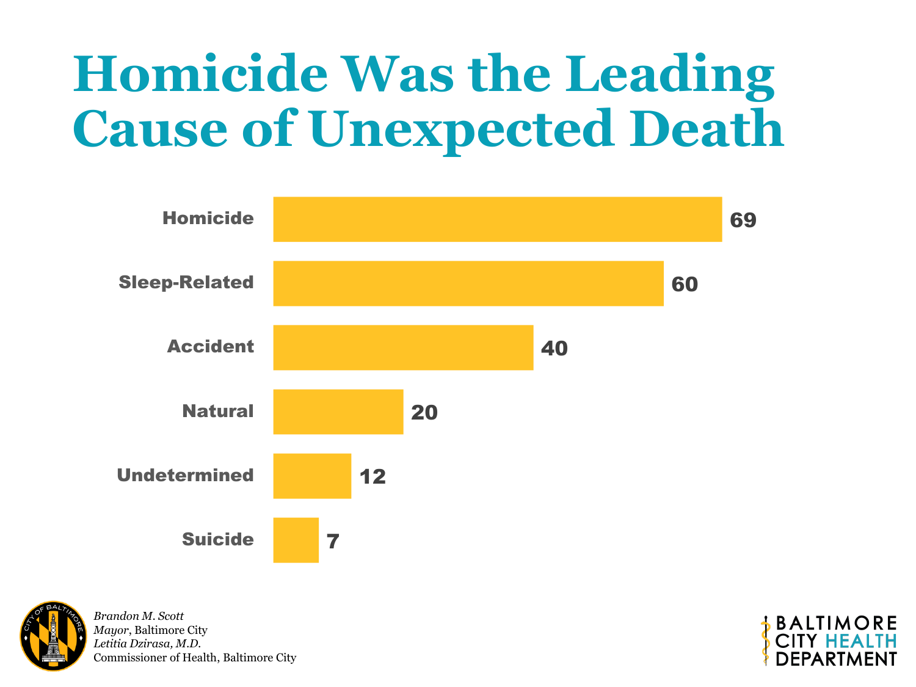# Homicide Was the Leading Cause of Unexpected Death

| Cause | Count |
|---|---|
| Homicide | 69 |
| Sleep-Related | 60 |
| Accident | 40 |
| Natural | 20 |
| Undetermined | 12 |
| Suicide | 7 |

*Brandon M. Scott*
*Mayor*, Baltimore City
*Letitia Dzirasa, M.D.*
Commissioner of Health, Baltimore City

BALTIMORE CITY HEALTH DEPARTMENT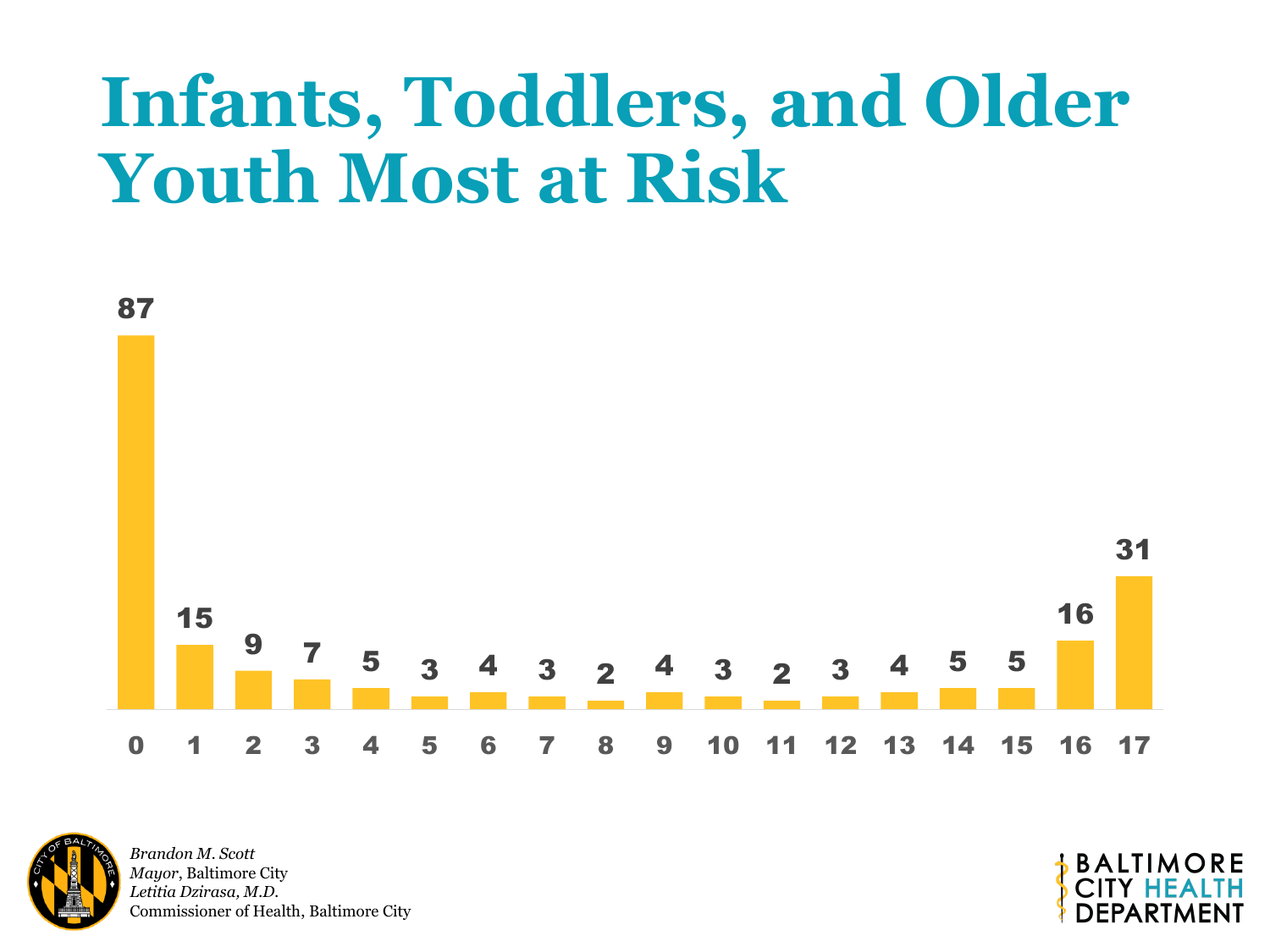# Infants, Toddlers, and Older Youth Most at Risk

| Age | 0 | 1 | 2 | 3 | 4 | 5 | 6 | 7 | 8 | 9 | 10 | 11 | 12 | 13 | 14 | 15 | 16 | 17 |
|---|---|---|---|---|---|---|---|---|---|---|---|---|---|---|---|---|---|---|
| Count | 87 | 15 | 9 | 7 | 5 | 3 | 4 | 3 | 2 | 4 | 3 | 2 | 3 | 4 | 5 | 5 | 16 | 31 |

*Brandon M. Scott*
*Mayor*, Baltimore City
*Letitia Dzirasa, M.D.*
Commissioner of Health, Baltimore City

BALTIMORE CITY HEALTH DEPARTMENT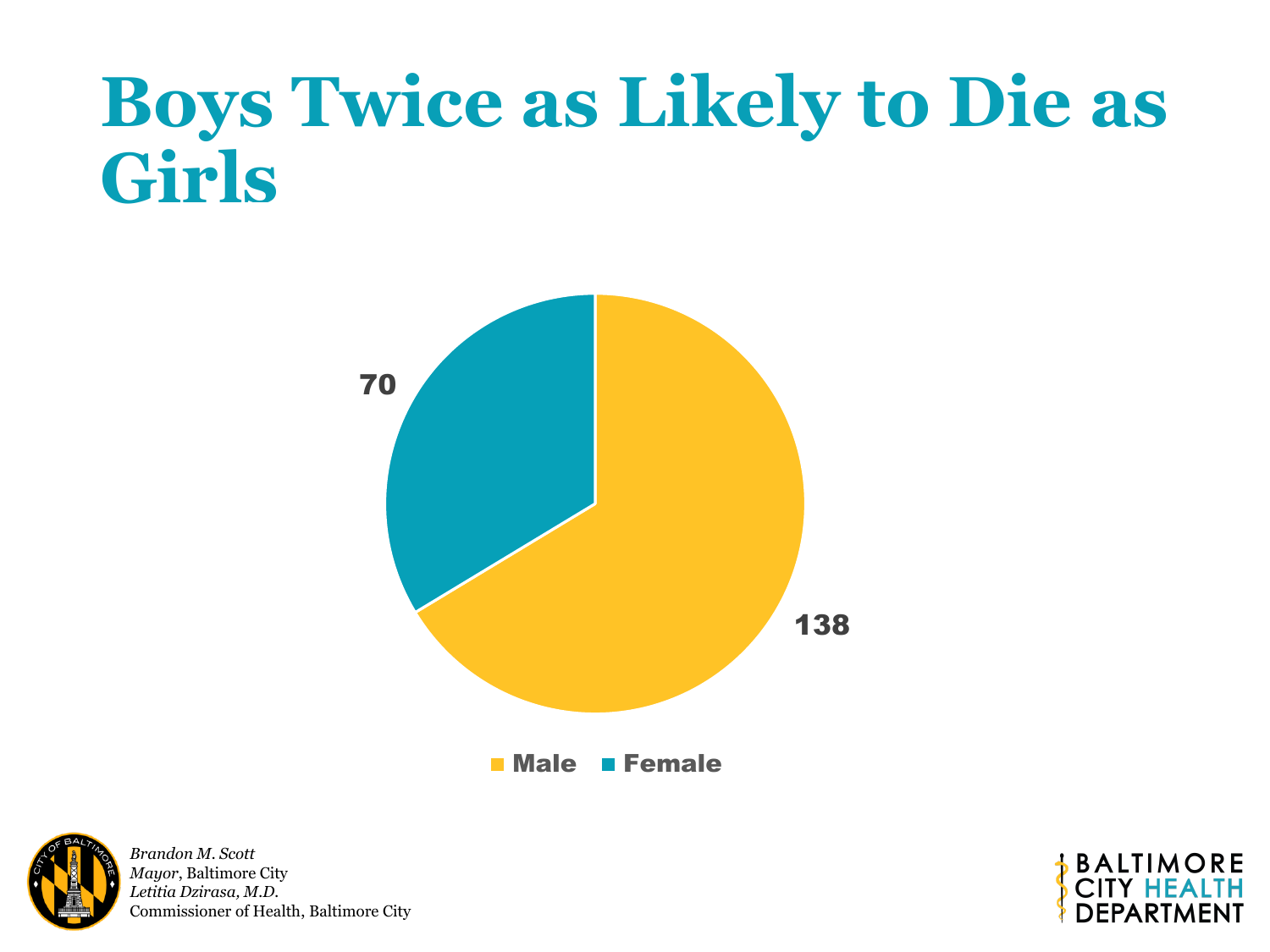# Boys Twice as Likely to Die as Girls

| Sex | Count |
|---|---|
| Male | 138 |
| Female | 70 |

*Brandon M. Scott*
*Mayor*, Baltimore City
*Letitia Dzirasa, M.D.*
Commissioner of Health, Baltimore City

BALTIMORE CITY HEALTH DEPARTMENT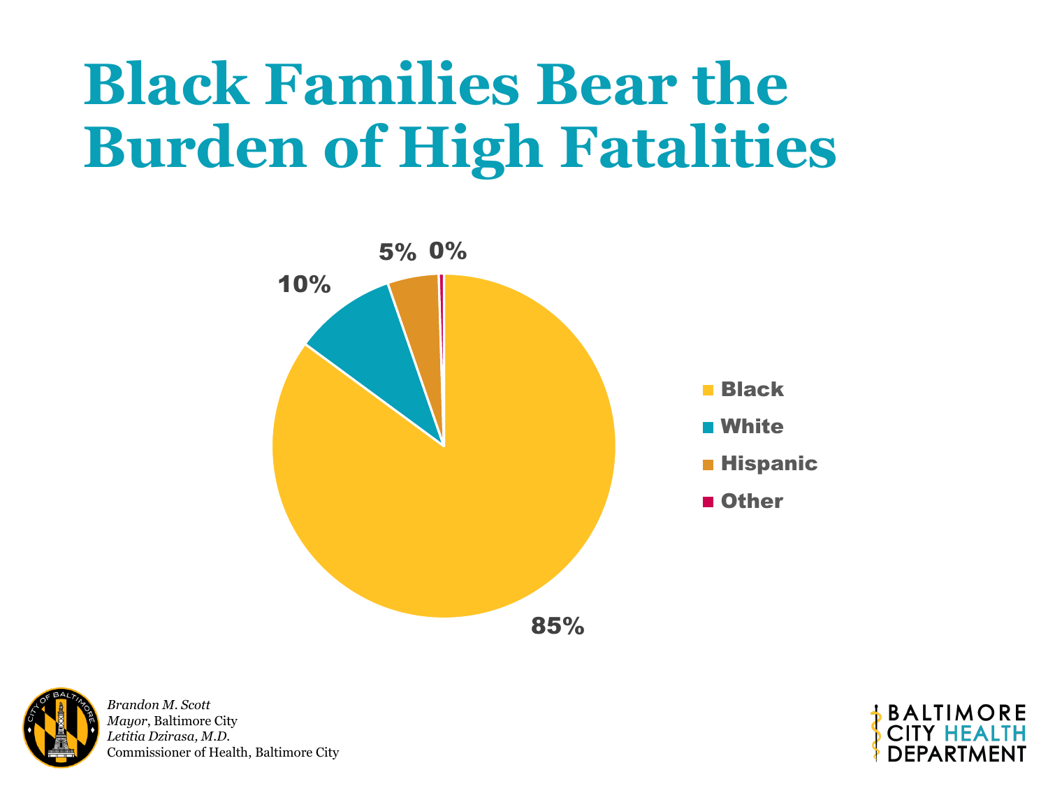# Black Families Bear the Burden of High Fatalities

| Group | Percentage |
| --- | --- |
| Black | 85% |
| White | 10% |
| Hispanic | 5% |
| Other | 0% |

*Brandon M. Scott*
*Mayor*, Baltimore City
*Letitia Dzirasa, M.D.*
Commissioner of Health, Baltimore City

BALTIMORE CITY HEALTH DEPARTMENT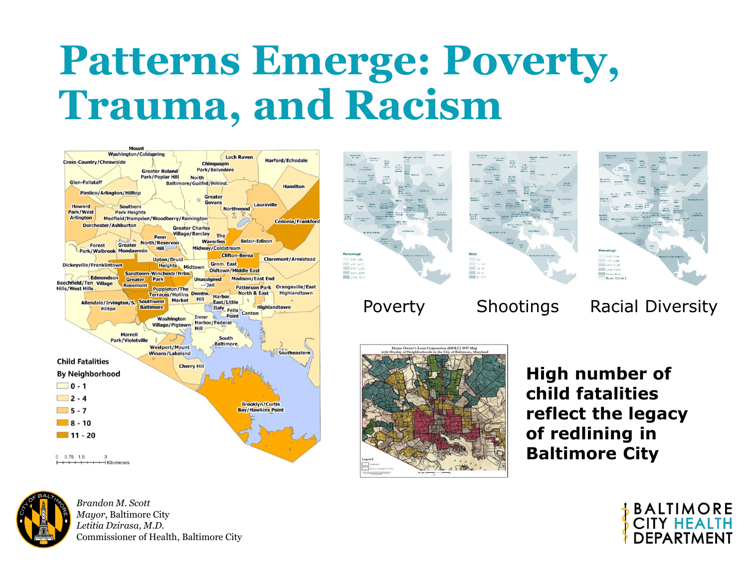# Patterns Emerge: Poverty, Trauma, and Racism

Child Fatalities By Neighborhood

- 0 - 1
- 2 - 4
- 5 - 7
- 8 - 10
- 11 - 20

Poverty

Shootings

Racial Diversity

Home Owner's Loan Corporation (HOLC) 1937 Map with Overlay of Neighborhoods in the City of Baltimore, Maryland

**High number of child fatalities reflect the legacy of redlining in Baltimore City**

*Brandon M. Scott*
*Mayor*, Baltimore City
*Letitia Dzirasa, M.D.*
Commissioner of Health, Baltimore City

BALTIMORE CITY HEALTH DEPARTMENT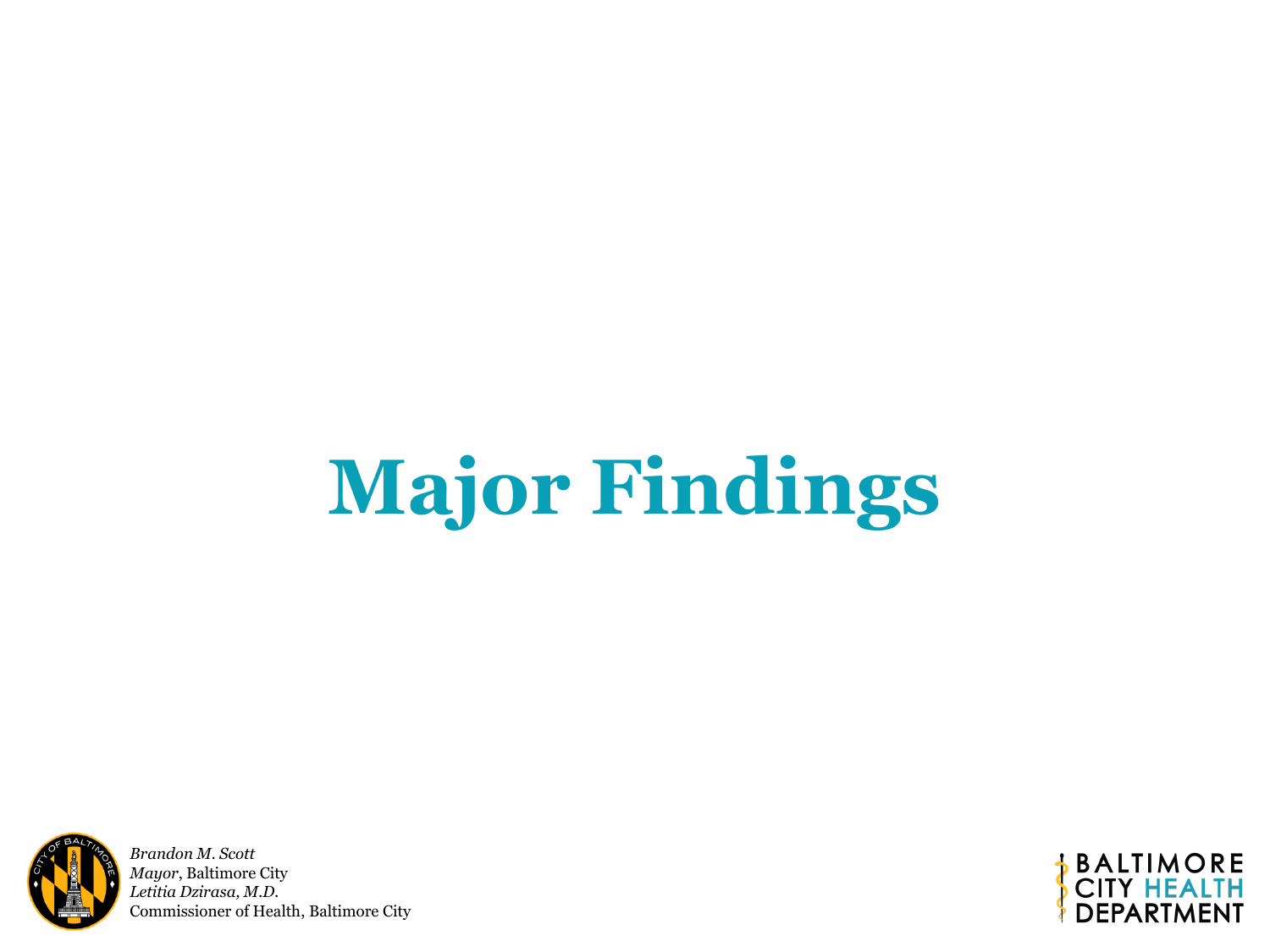# Major Findings

*Brandon M. Scott*
*Mayor*, Baltimore City
*Letitia Dzirasa, M.D.*
Commissioner of Health, Baltimore City

BALTIMORE CITY HEALTH DEPARTMENT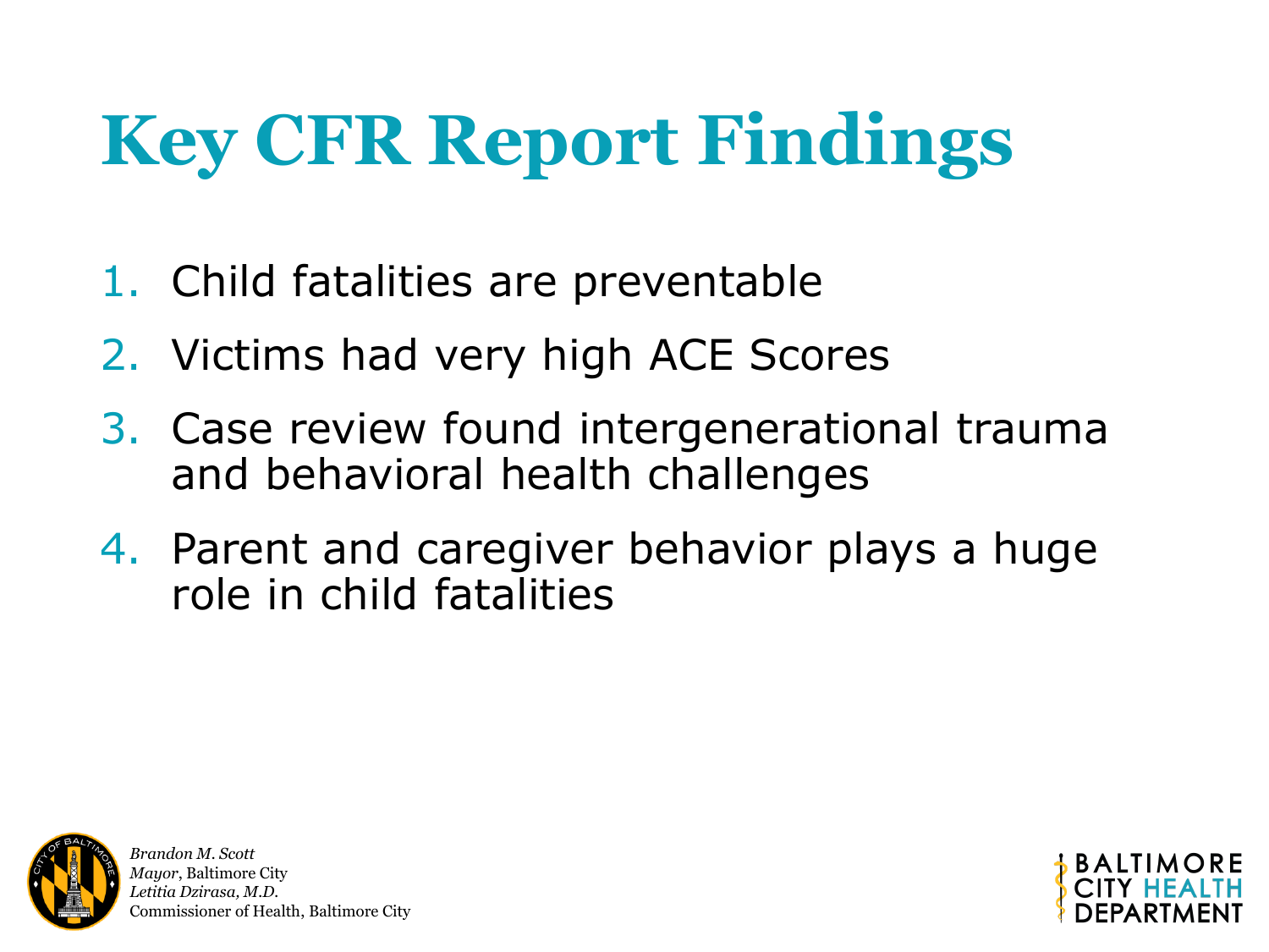# Key CFR Report Findings

1. Child fatalities are preventable
2. Victims had very high ACE Scores
3. Case review found intergenerational trauma and behavioral health challenges
4. Parent and caregiver behavior plays a huge role in child fatalities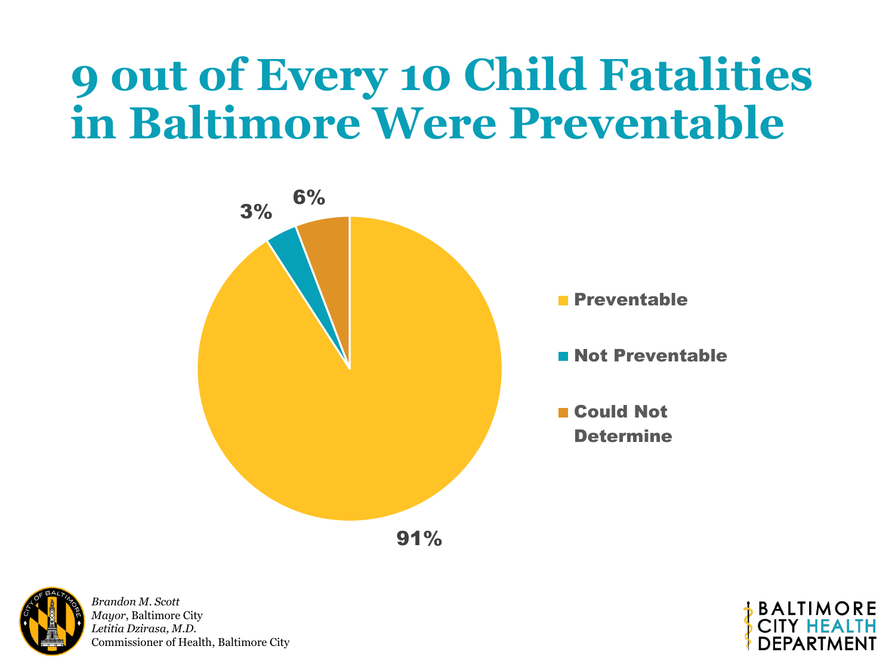# 9 out of Every 10 Child Fatalities in Baltimore Were Preventable

| Category | Percentage |
| --- | --- |
| Preventable | 91% |
| Not Preventable | 3% |
| Could Not Determine | 6% |

*Brandon M. Scott*
*Mayor*, Baltimore City
*Letitia Dzirasa, M.D.*
Commissioner of Health, Baltimore City

BALTIMORE CITY HEALTH DEPARTMENT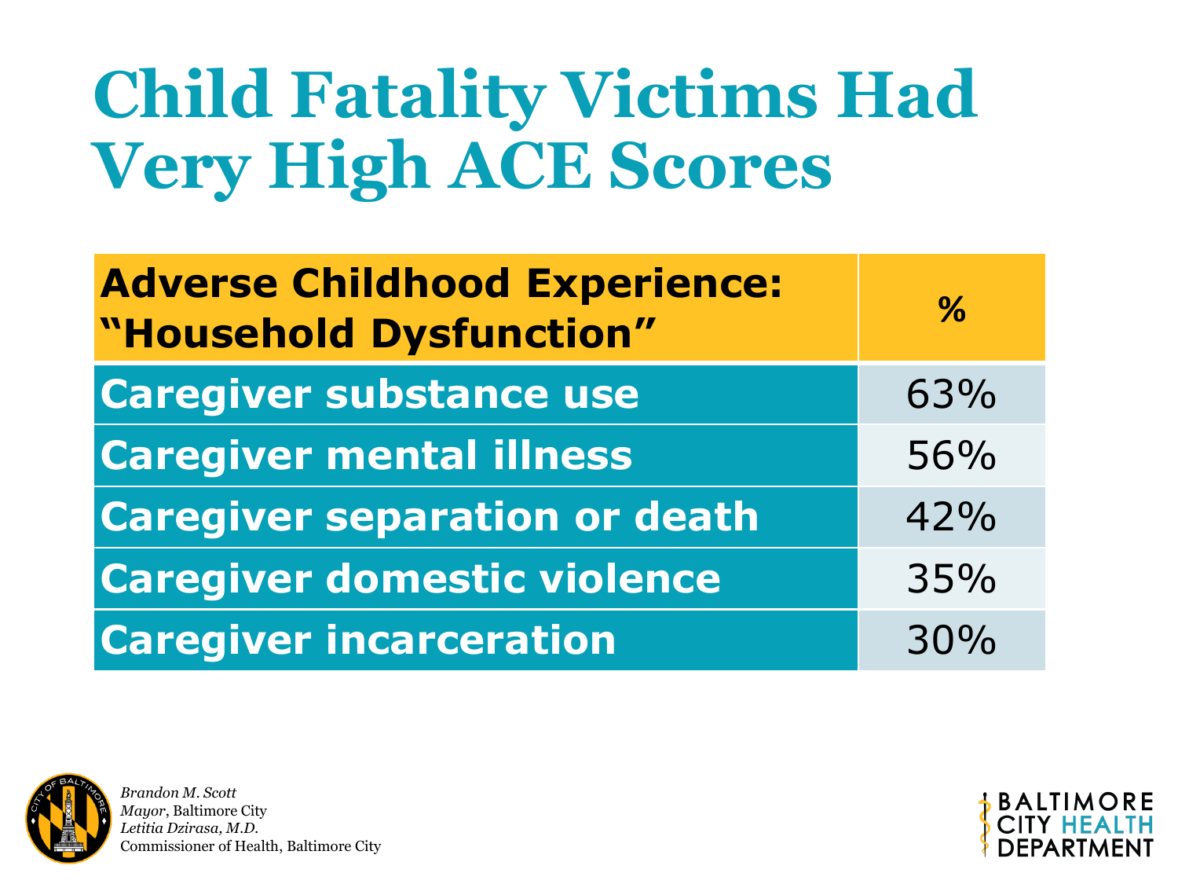# Child Fatality Victims Had Very High ACE Scores

| Adverse Childhood Experience: "Household Dysfunction" | % |
| --- | --- |
| Caregiver substance use | 63% |
| Caregiver mental illness | 56% |
| Caregiver separation or death | 42% |
| Caregiver domestic violence | 35% |
| Caregiver incarceration | 30% |

*Brandon M. Scott*
*Mayor*, Baltimore City
*Letitia Dzirasa, M.D.*
Commissioner of Health, Baltimore City

BALTIMORE CITY HEALTH DEPARTMENT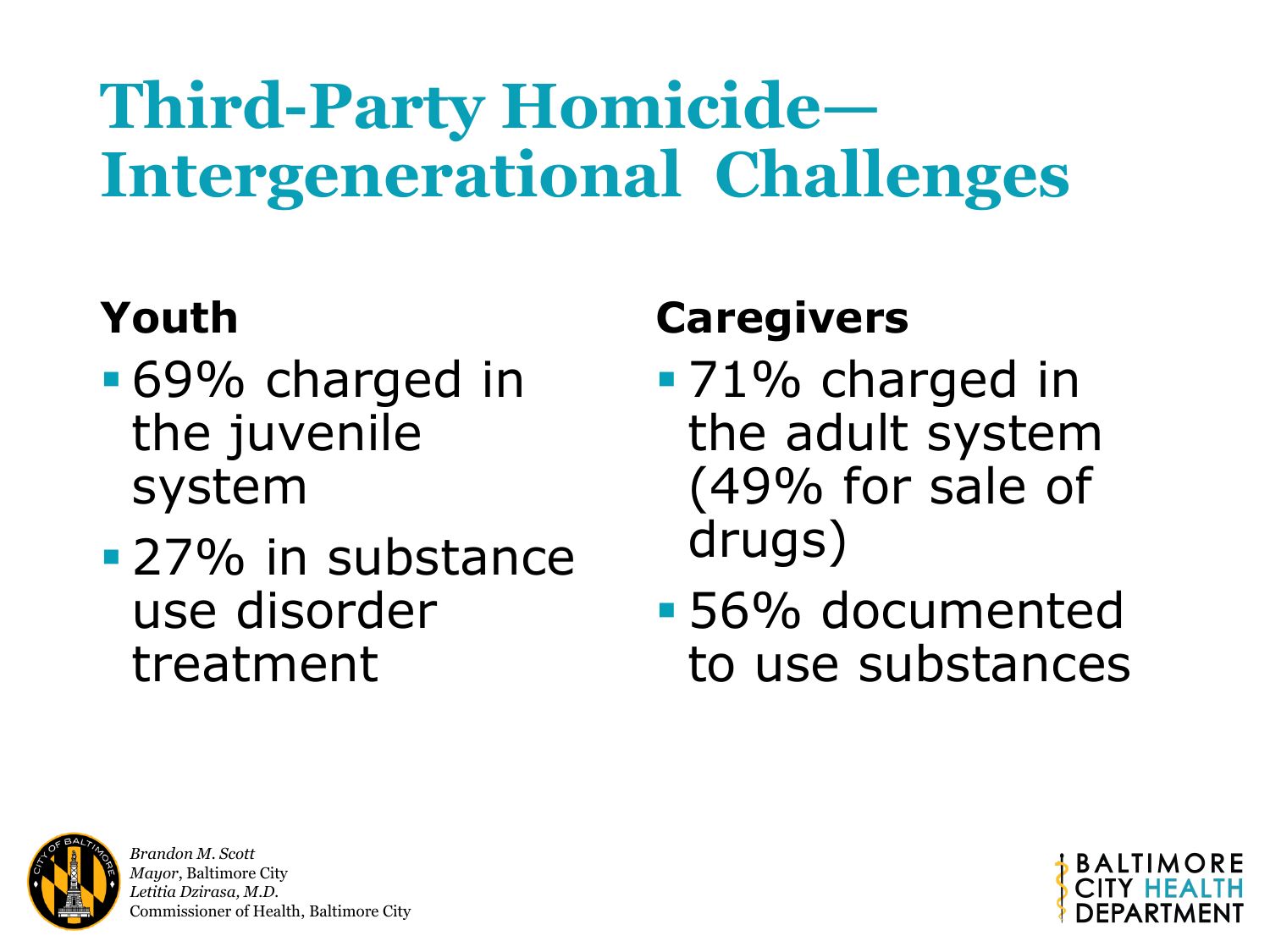# Third-Party Homicide—Intergenerational Challenges

## Youth

- 69% charged in the juvenile system
- 27% in substance use disorder treatment

## Caregivers

- 71% charged in the adult system (49% for sale of drugs)
- 56% documented to use substances

*Brandon M. Scott*
*Mayor*, Baltimore City
*Letitia Dzirasa, M.D.*
Commissioner of Health, Baltimore City

BALTIMORE CITY HEALTH DEPARTMENT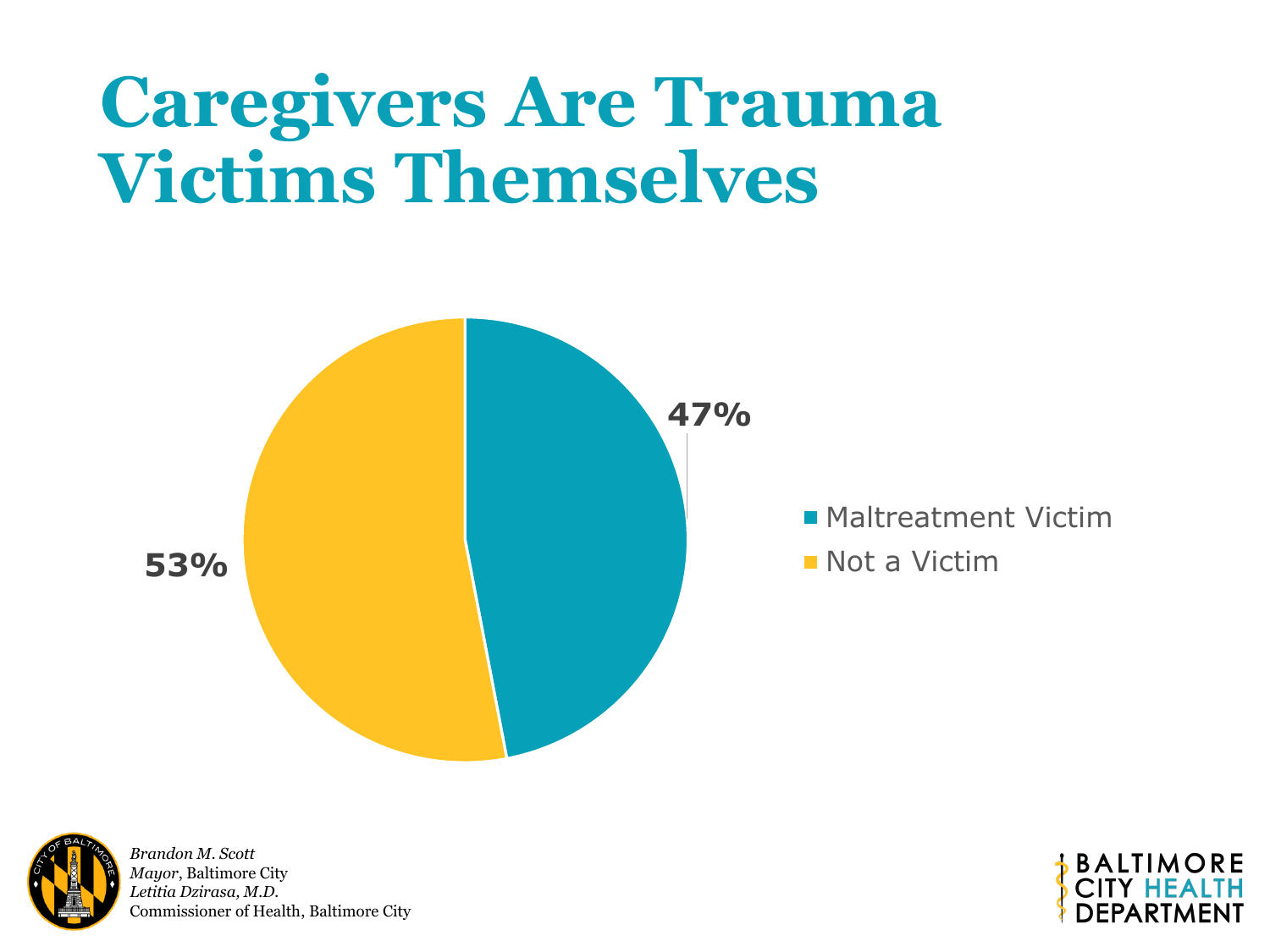# Caregivers Are Trauma Victims Themselves

47%

53%

- Maltreatment Victim
- Not a Victim

*Brandon M. Scott*
*Mayor*, Baltimore City
*Letitia Dzirasa, M.D.*
Commissioner of Health, Baltimore City

BALTIMORE CITY HEALTH DEPARTMENT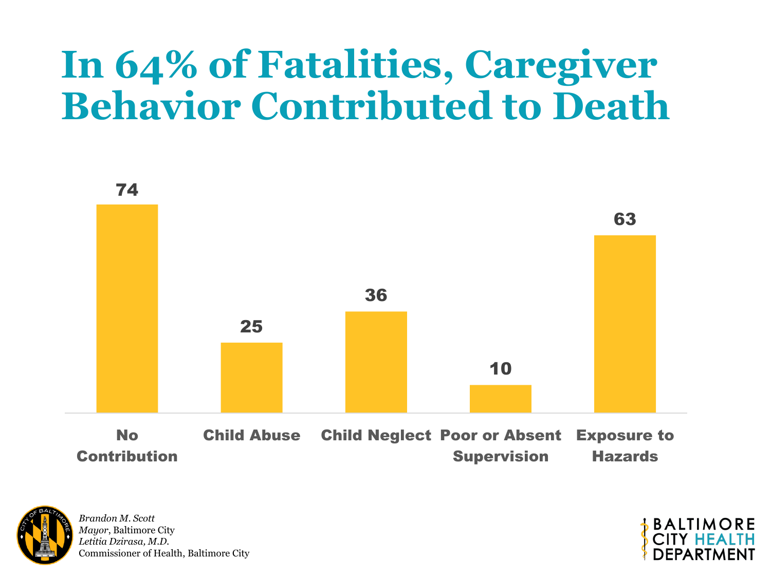# In 64% of Fatalities, Caregiver Behavior Contributed to Death

| Category | Count |
| --- | --- |
| No Contribution | 74 |
| Child Abuse | 25 |
| Child Neglect | 36 |
| Poor or Absent Supervision | 10 |
| Exposure to Hazards | 63 |

*Brandon M. Scott*
*Mayor*, Baltimore City
*Letitia Dzirasa, M.D.*
Commissioner of Health, Baltimore City

BALTIMORE CITY HEALTH DEPARTMENT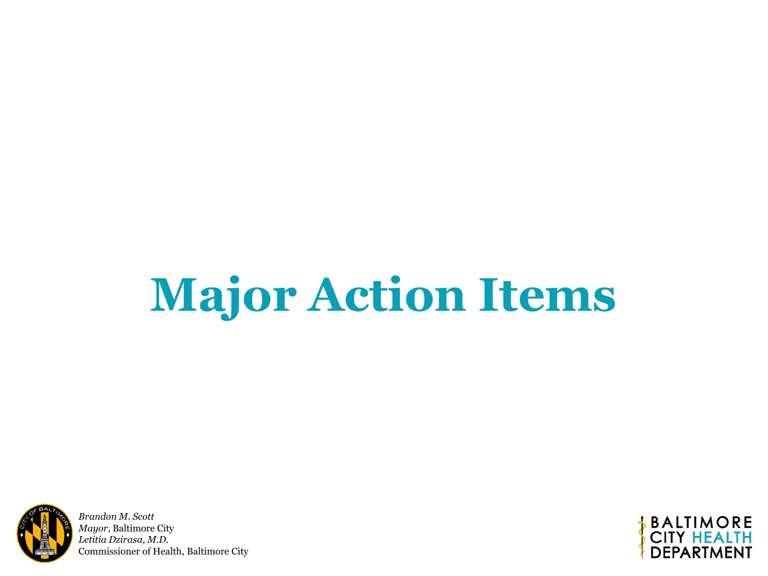# Major Action Items

*Brandon M. Scott*
*Mayor*, Baltimore City
*Letitia Dzirasa, M.D.*
Commissioner of Health, Baltimore City

BALTIMORE CITY HEALTH DEPARTMENT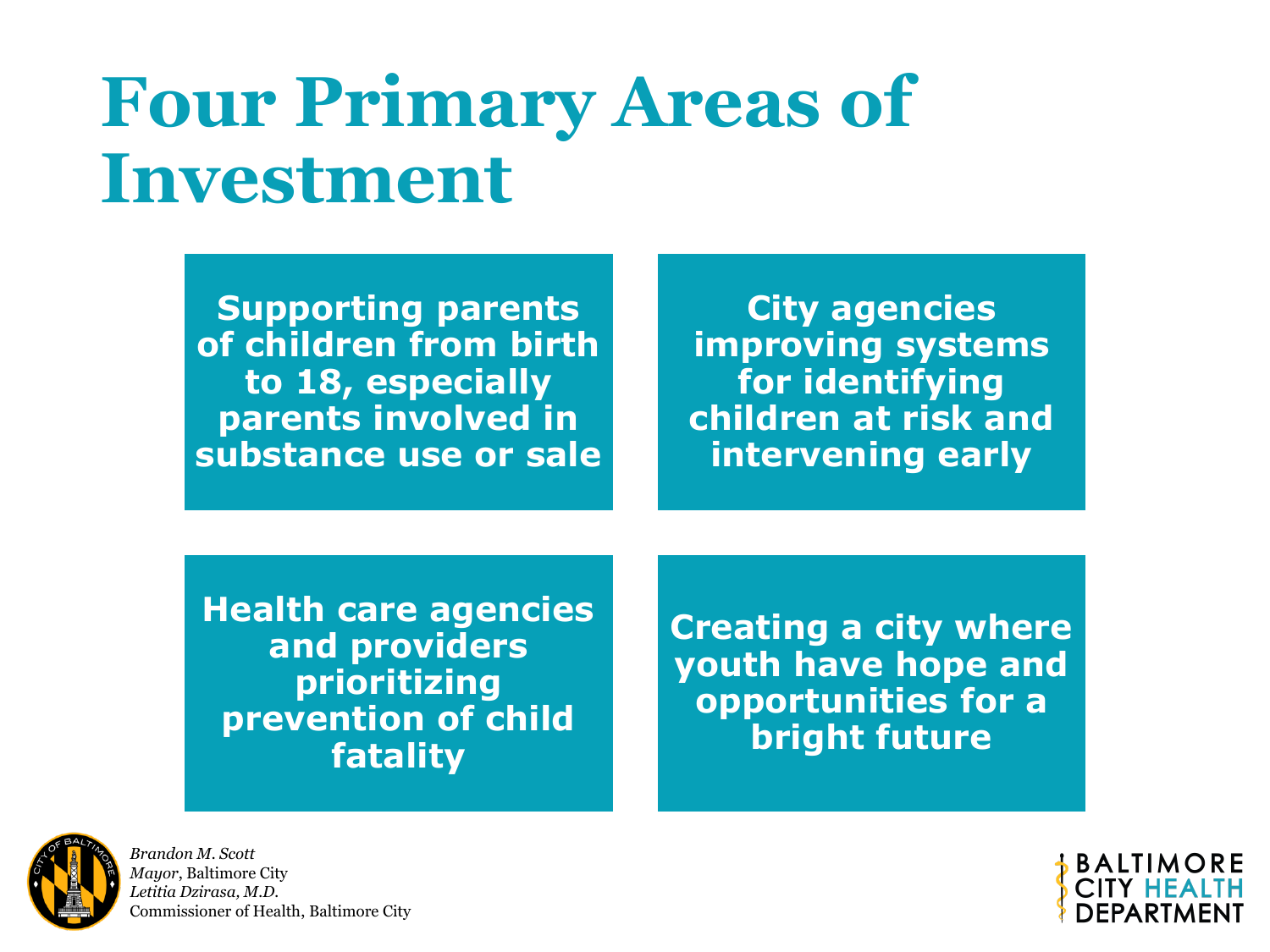# Four Primary Areas of Investment

**Supporting parents of children from birth to 18, especially parents involved in substance use or sale**

**City agencies improving systems for identifying children at risk and intervening early**

**Health care agencies and providers prioritizing prevention of child fatality**

**Creating a city where youth have hope and opportunities for a bright future**

*Brandon M. Scott*
*Mayor*, Baltimore City
*Letitia Dzirasa, M.D.*
Commissioner of Health, Baltimore City

BALTIMORE CITY HEALTH DEPARTMENT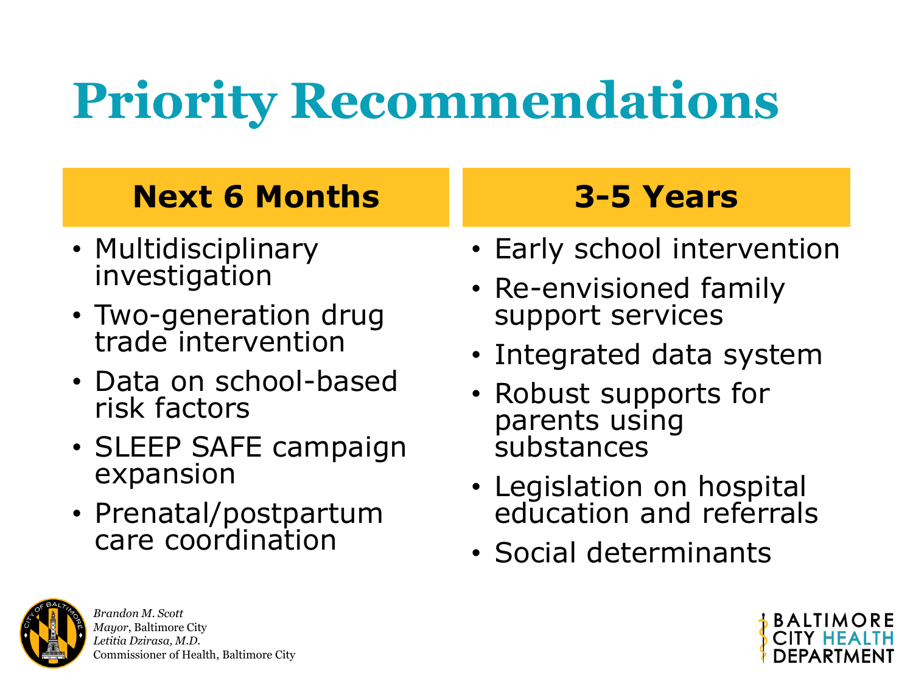# Priority Recommendations

## Next 6 Months

- Multidisciplinary investigation
- Two-generation drug trade intervention
- Data on school-based risk factors
- SLEEP SAFE campaign expansion
- Prenatal/postpartum care coordination

## 3-5 Years

- Early school intervention
- Re-envisioned family support services
- Integrated data system
- Robust supports for parents using substances
- Legislation on hospital education and referrals
- Social determinants

*Brandon M. Scott*
*Mayor*, Baltimore City
*Letitia Dzirasa, M.D.*
Commissioner of Health, Baltimore City

BALTIMORE CITY HEALTH DEPARTMENT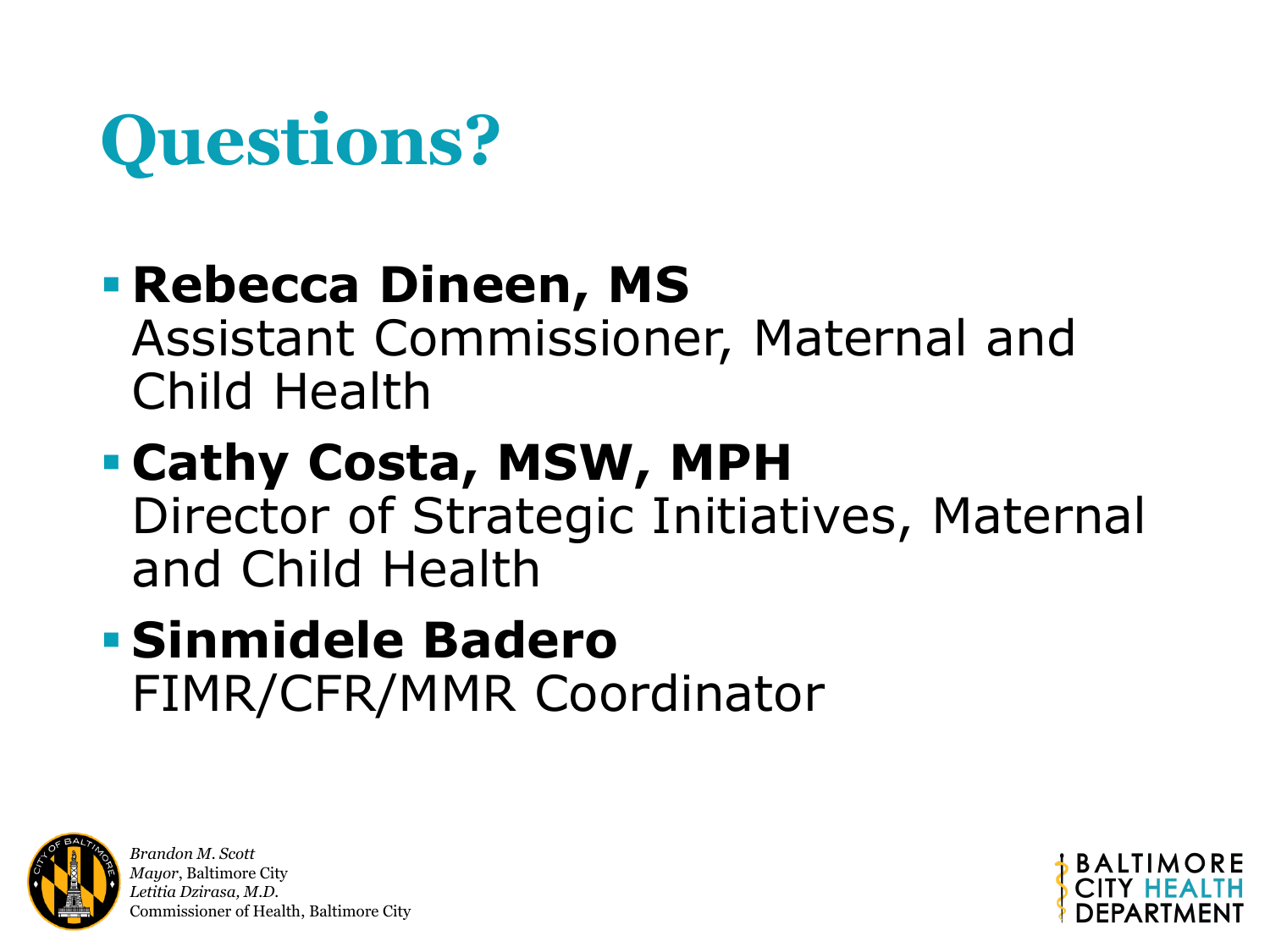# Questions?

- **Rebecca Dineen, MS**
  Assistant Commissioner, Maternal and Child Health
- **Cathy Costa, MSW, MPH**
  Director of Strategic Initiatives, Maternal and Child Health
- **Sinmidele Badero**
  FIMR/CFR/MMR Coordinator

*Brandon M. Scott*
*Mayor*, Baltimore City
*Letitia Dzirasa, M.D.*
Commissioner of Health, Baltimore City

BALTIMORE CITY HEALTH DEPARTMENT